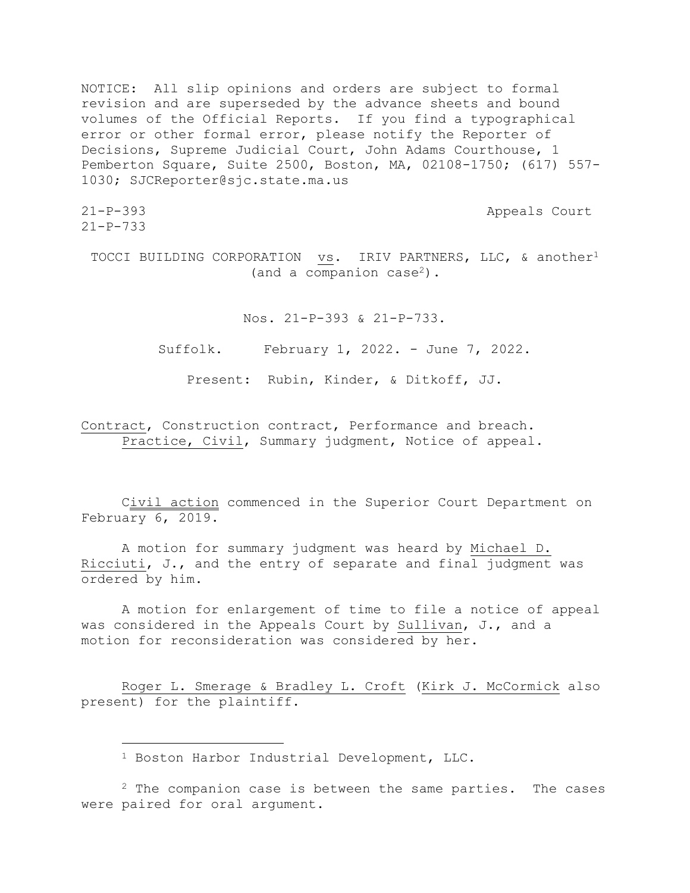NOTICE: All slip opinions and orders are subject to formal revision and are superseded by the advance sheets and bound volumes of the Official Reports. If you find a typographical error or other formal error, please notify the Reporter of Decisions, Supreme Judicial Court, John Adams Courthouse, 1 Pemberton Square, Suite 2500, Boston, MA, 02108-1750; (617) 557-1030; SJCReporter@sjc.state.ma.us

21-P-393 Appeals Court
21-P-733

TOCCI BUILDING CORPORATION vs. IRIV PARTNERS, LLC, & another[1] (and a companion case[2]).

Nos. 21-P-393 & 21-P-733.

Suffolk. February 1, 2022. - June 7, 2022.

Present: Rubin, Kinder, & Ditkoff, JJ.

Contract, Construction contract, Performance and breach. Practice, Civil, Summary judgment, Notice of appeal.

Civil action commenced in the Superior Court Department on February 6, 2019.

A motion for summary judgment was heard by Michael D. Ricciuti, J., and the entry of separate and final judgment was ordered by him.

A motion for enlargement of time to file a notice of appeal was considered in the Appeals Court by Sullivan, J., and a motion for reconsideration was considered by her.

Roger L. Smerage & Bradley L. Croft (Kirk J. McCormick also present) for the plaintiff.

---

[1] Boston Harbor Industrial Development, LLC.

[2] The companion case is between the same parties. The cases were paired for oral argument.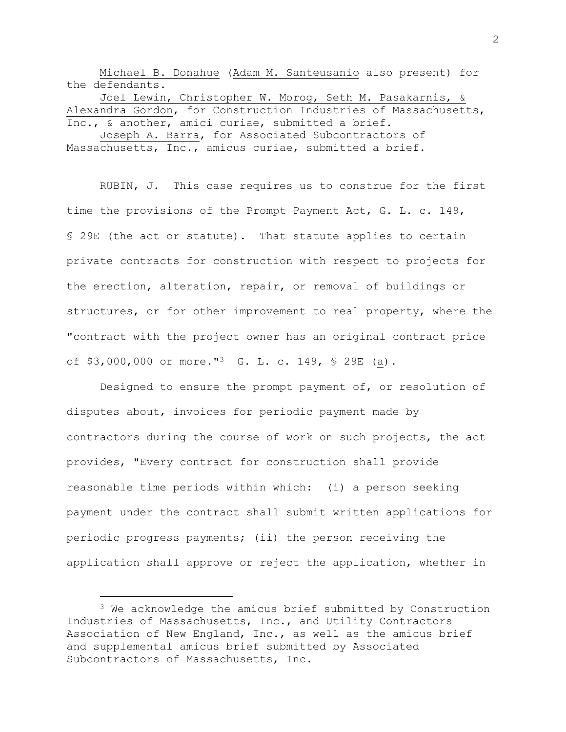Michael B. Donahue (Adam M. Santeusanio also present) for the defendants.

Joel Lewin, Christopher W. Morog, Seth M. Pasakarnis, & Alexandra Gordon, for Construction Industries of Massachusetts, Inc., & another, amici curiae, submitted a brief.

Joseph A. Barra, for Associated Subcontractors of Massachusetts, Inc., amicus curiae, submitted a brief.

RUBIN, J. This case requires us to construe for the first time the provisions of the Prompt Payment Act, G. L. c. 149, § 29E (the act or statute). That statute applies to certain private contracts for construction with respect to projects for the erection, alteration, repair, or removal of buildings or structures, or for other improvement to real property, where the "contract with the project owner has an original contract price of $3,000,000 or more."[3] G. L. c. 149, § 29E (a).

Designed to ensure the prompt payment of, or resolution of disputes about, invoices for periodic payment made by contractors during the course of work on such projects, the act provides, "Every contract for construction shall provide reasonable time periods within which: (i) a person seeking payment under the contract shall submit written applications for periodic progress payments; (ii) the person receiving the application shall approve or reject the application, whether in

[3] We acknowledge the amicus brief submitted by Construction Industries of Massachusetts, Inc., and Utility Contractors Association of New England, Inc., as well as the amicus brief and supplemental amicus brief submitted by Associated Subcontractors of Massachusetts, Inc.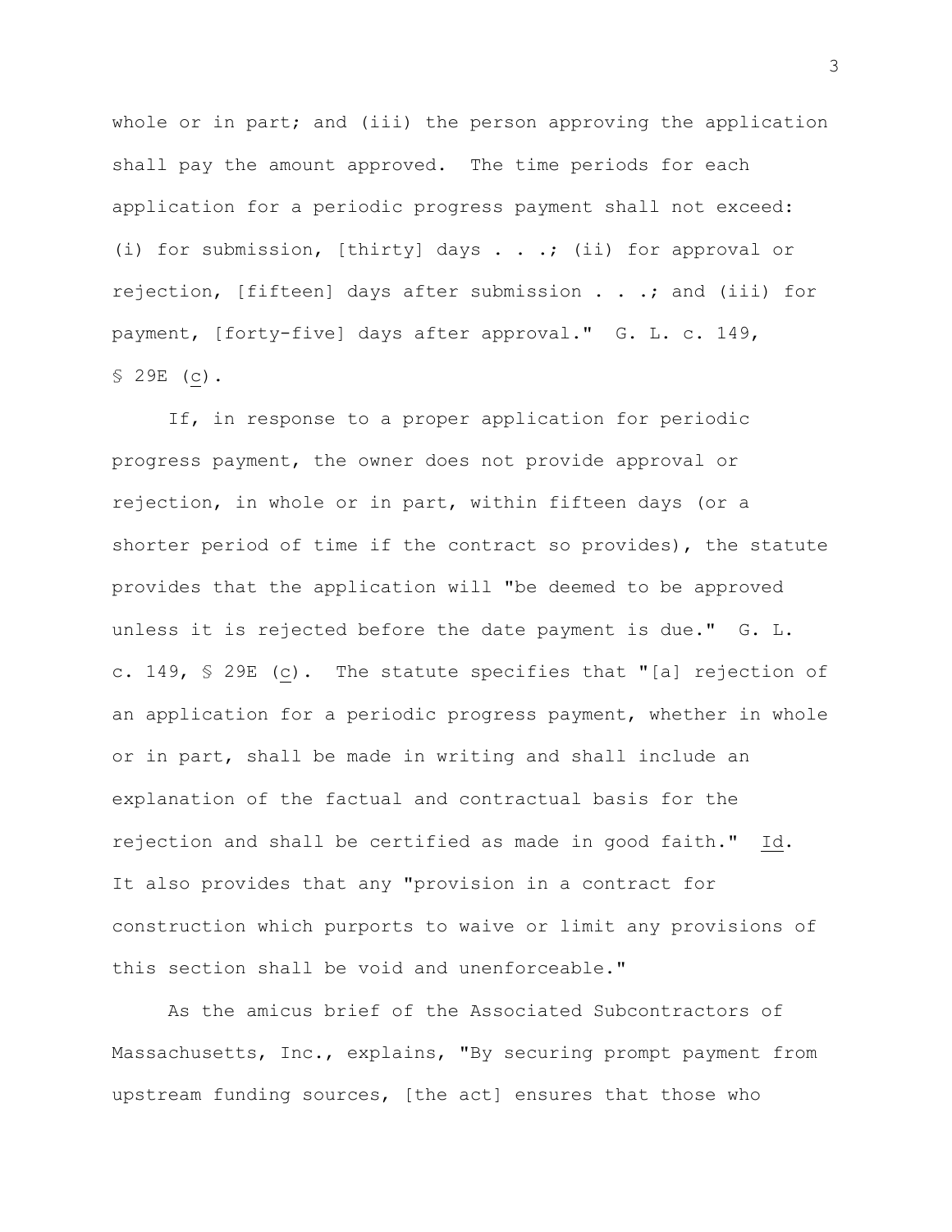whole or in part; and (iii) the person approving the application shall pay the amount approved. The time periods for each application for a periodic progress payment shall not exceed: (i) for submission, [thirty] days . . .; (ii) for approval or rejection, [fifteen] days after submission . . .; and (iii) for payment, [forty-five] days after approval." G. L. c. 149, § 29E (c).

If, in response to a proper application for periodic progress payment, the owner does not provide approval or rejection, in whole or in part, within fifteen days (or a shorter period of time if the contract so provides), the statute provides that the application will "be deemed to be approved unless it is rejected before the date payment is due." G. L. c. 149, § 29E (c). The statute specifies that "[a] rejection of an application for a periodic progress payment, whether in whole or in part, shall be made in writing and shall include an explanation of the factual and contractual basis for the rejection and shall be certified as made in good faith." Id. It also provides that any "provision in a contract for construction which purports to waive or limit any provisions of this section shall be void and unenforceable."

As the amicus brief of the Associated Subcontractors of Massachusetts, Inc., explains, "By securing prompt payment from upstream funding sources, [the act] ensures that those who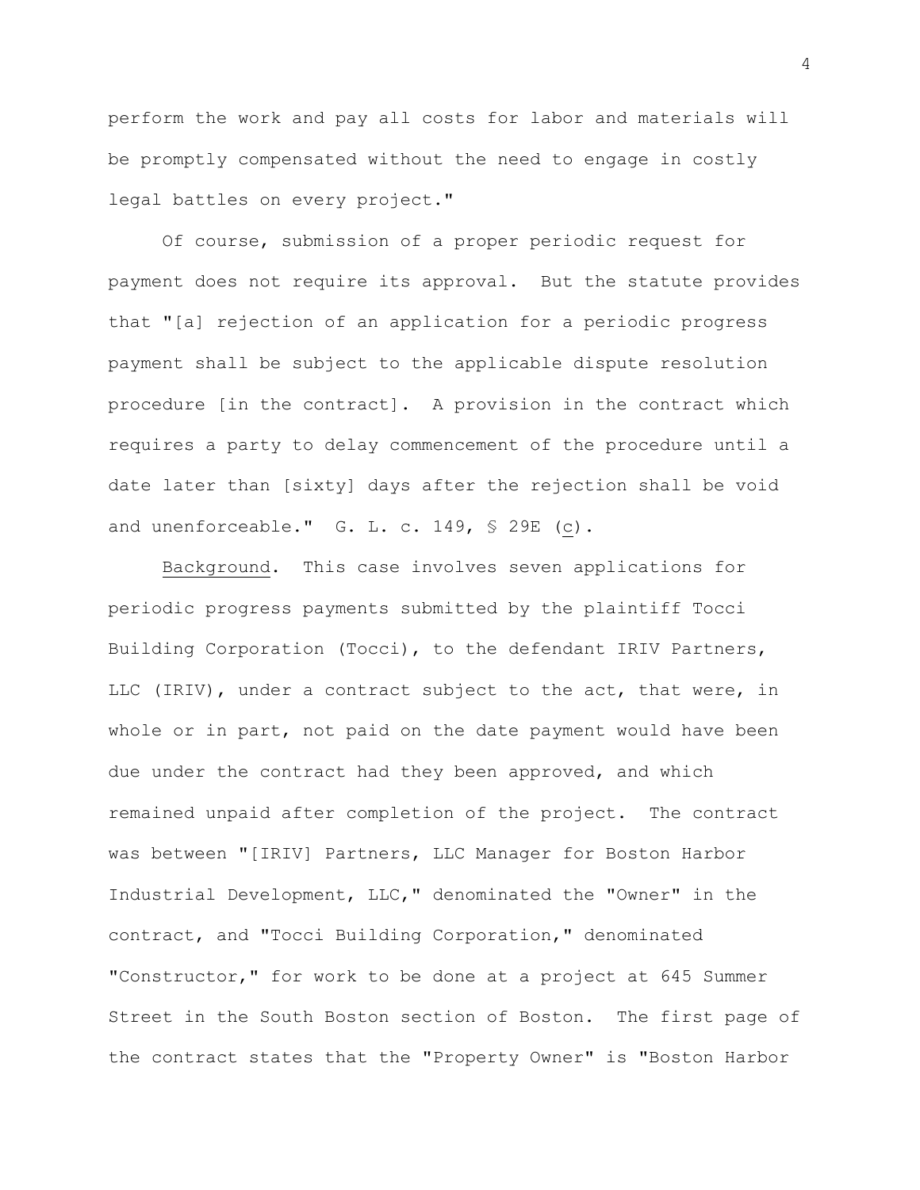perform the work and pay all costs for labor and materials will be promptly compensated without the need to engage in costly legal battles on every project."

Of course, submission of a proper periodic request for payment does not require its approval. But the statute provides that "[a] rejection of an application for a periodic progress payment shall be subject to the applicable dispute resolution procedure [in the contract]. A provision in the contract which requires a party to delay commencement of the procedure until a date later than [sixty] days after the rejection shall be void and unenforceable." G. L. c. 149, § 29E (c).

Background. This case involves seven applications for periodic progress payments submitted by the plaintiff Tocci Building Corporation (Tocci), to the defendant IRIV Partners, LLC (IRIV), under a contract subject to the act, that were, in whole or in part, not paid on the date payment would have been due under the contract had they been approved, and which remained unpaid after completion of the project. The contract was between "[IRIV] Partners, LLC Manager for Boston Harbor Industrial Development, LLC," denominated the "Owner" in the contract, and "Tocci Building Corporation," denominated "Constructor," for work to be done at a project at 645 Summer Street in the South Boston section of Boston. The first page of the contract states that the "Property Owner" is "Boston Harbor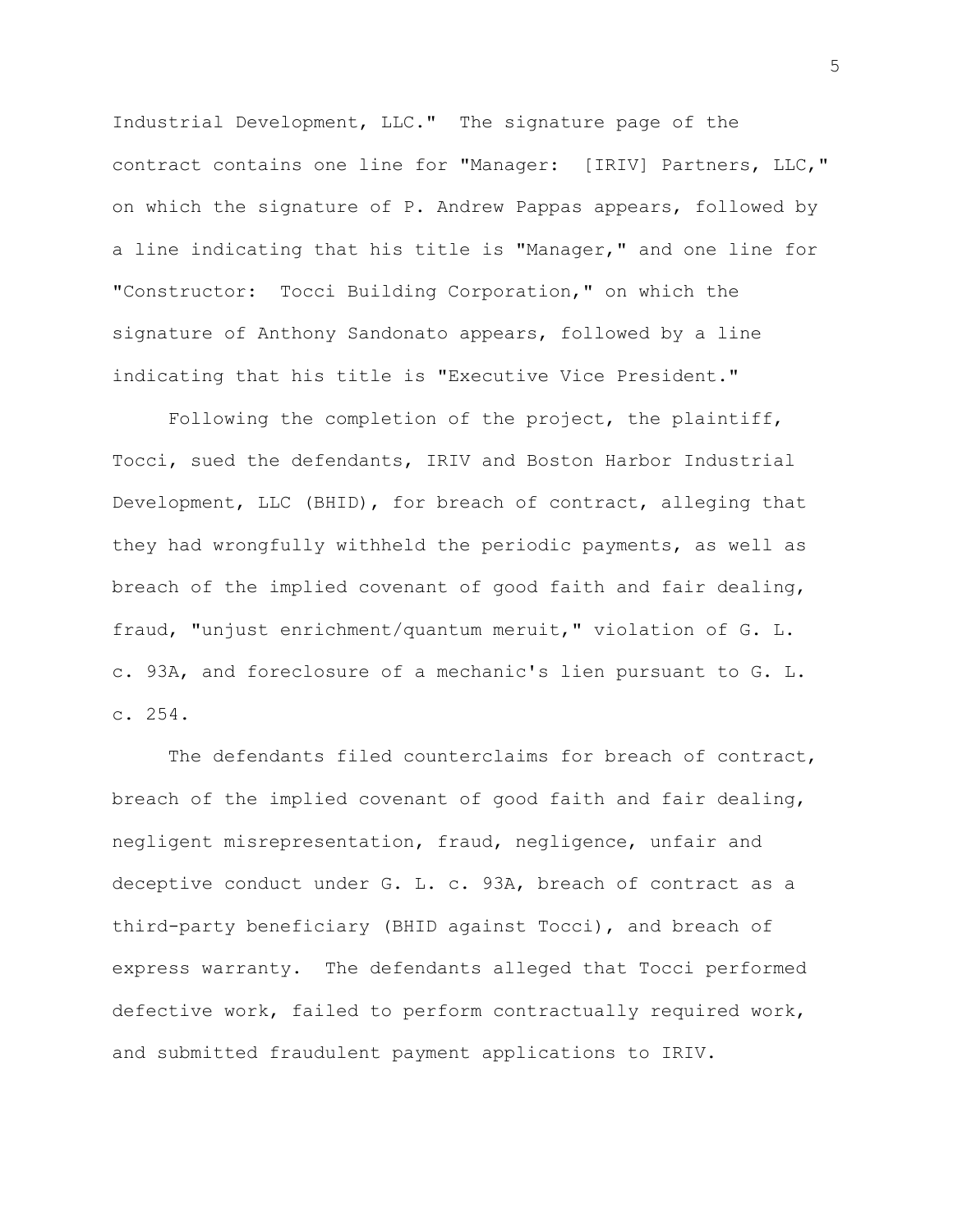Industrial Development, LLC." The signature page of the contract contains one line for "Manager: [IRIV] Partners, LLC," on which the signature of P. Andrew Pappas appears, followed by a line indicating that his title is "Manager," and one line for "Constructor: Tocci Building Corporation," on which the signature of Anthony Sandonato appears, followed by a line indicating that his title is "Executive Vice President."

Following the completion of the project, the plaintiff, Tocci, sued the defendants, IRIV and Boston Harbor Industrial Development, LLC (BHID), for breach of contract, alleging that they had wrongfully withheld the periodic payments, as well as breach of the implied covenant of good faith and fair dealing, fraud, "unjust enrichment/quantum meruit," violation of G. L. c. 93A, and foreclosure of a mechanic's lien pursuant to G. L. c. 254.

The defendants filed counterclaims for breach of contract, breach of the implied covenant of good faith and fair dealing, negligent misrepresentation, fraud, negligence, unfair and deceptive conduct under G. L. c. 93A, breach of contract as a third-party beneficiary (BHID against Tocci), and breach of express warranty. The defendants alleged that Tocci performed defective work, failed to perform contractually required work, and submitted fraudulent payment applications to IRIV.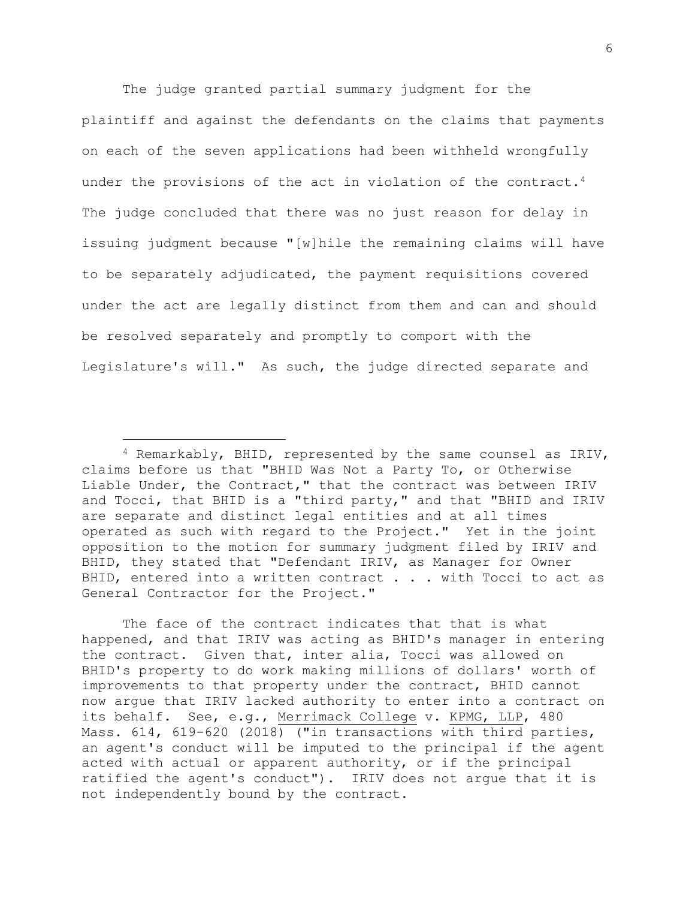The judge granted partial summary judgment for the plaintiff and against the defendants on the claims that payments on each of the seven applications had been withheld wrongfully under the provisions of the act in violation of the contract.[4] The judge concluded that there was no just reason for delay in issuing judgment because "[w]hile the remaining claims will have to be separately adjudicated, the payment requisitions covered under the act are legally distinct from them and can and should be resolved separately and promptly to comport with the Legislature's will." As such, the judge directed separate and

---

[4] Remarkably, BHID, represented by the same counsel as IRIV, claims before us that "BHID Was Not a Party To, or Otherwise Liable Under, the Contract," that the contract was between IRIV and Tocci, that BHID is a "third party," and that "BHID and IRIV are separate and distinct legal entities and at all times operated as such with regard to the Project." Yet in the joint opposition to the motion for summary judgment filed by IRIV and BHID, they stated that "Defendant IRIV, as Manager for Owner BHID, entered into a written contract . . . with Tocci to act as General Contractor for the Project."

The face of the contract indicates that that is what happened, and that IRIV was acting as BHID's manager in entering the contract. Given that, inter alia, Tocci was allowed on BHID's property to do work making millions of dollars' worth of improvements to that property under the contract, BHID cannot now argue that IRIV lacked authority to enter into a contract on its behalf. See, e.g., <u>Merrimack College</u> v. <u>KPMG, LLP</u>, 480 Mass. 614, 619-620 (2018) ("in transactions with third parties, an agent's conduct will be imputed to the principal if the agent acted with actual or apparent authority, or if the principal ratified the agent's conduct"). IRIV does not argue that it is not independently bound by the contract.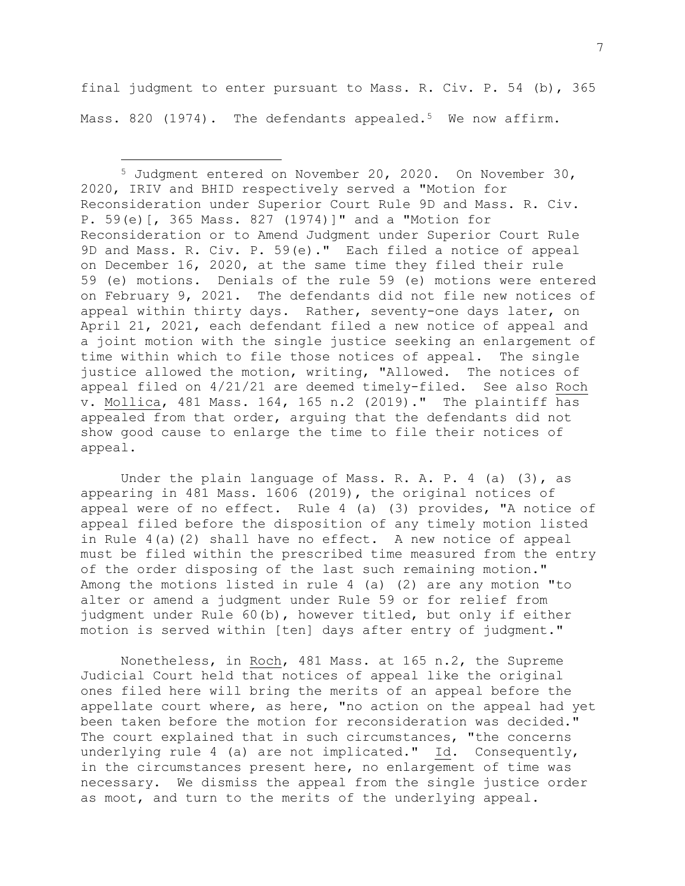final judgment to enter pursuant to Mass. R. Civ. P. 54 (b), 365 Mass. 820 (1974). The defendants appealed.[5] We now affirm.

Under the plain language of Mass. R. A. P. 4 (a) (3), as appearing in 481 Mass. 1606 (2019), the original notices of appeal were of no effect. Rule 4 (a) (3) provides, "A notice of appeal filed before the disposition of any timely motion listed in Rule 4(a)(2) shall have no effect. A new notice of appeal must be filed within the prescribed time measured from the entry of the order disposing of the last such remaining motion." Among the motions listed in rule 4 (a) (2) are any motion "to alter or amend a judgment under Rule 59 or for relief from judgment under Rule 60(b), however titled, but only if either motion is served within [ten] days after entry of judgment."

Nonetheless, in Roch, 481 Mass. at 165 n.2, the Supreme Judicial Court held that notices of appeal like the original ones filed here will bring the merits of an appeal before the appellate court where, as here, "no action on the appeal had yet been taken before the motion for reconsideration was decided." The court explained that in such circumstances, "the concerns underlying rule 4 (a) are not implicated." Id. Consequently, in the circumstances present here, no enlargement of time was necessary. We dismiss the appeal from the single justice order as moot, and turn to the merits of the underlying appeal.

---

[5] Judgment entered on November 20, 2020. On November 30, 2020, IRIV and BHID respectively served a "Motion for Reconsideration under Superior Court Rule 9D and Mass. R. Civ. P. 59(e)[, 365 Mass. 827 (1974)]" and a "Motion for Reconsideration or to Amend Judgment under Superior Court Rule 9D and Mass. R. Civ. P. 59(e)." Each filed a notice of appeal on December 16, 2020, at the same time they filed their rule 59 (e) motions. Denials of the rule 59 (e) motions were entered on February 9, 2021. The defendants did not file new notices of appeal within thirty days. Rather, seventy-one days later, on April 21, 2021, each defendant filed a new notice of appeal and a joint motion with the single justice seeking an enlargement of time within which to file those notices of appeal. The single justice allowed the motion, writing, "Allowed. The notices of appeal filed on 4/21/21 are deemed timely-filed. See also Roch v. Mollica, 481 Mass. 164, 165 n.2 (2019)." The plaintiff has appealed from that order, arguing that the defendants did not show good cause to enlarge the time to file their notices of appeal.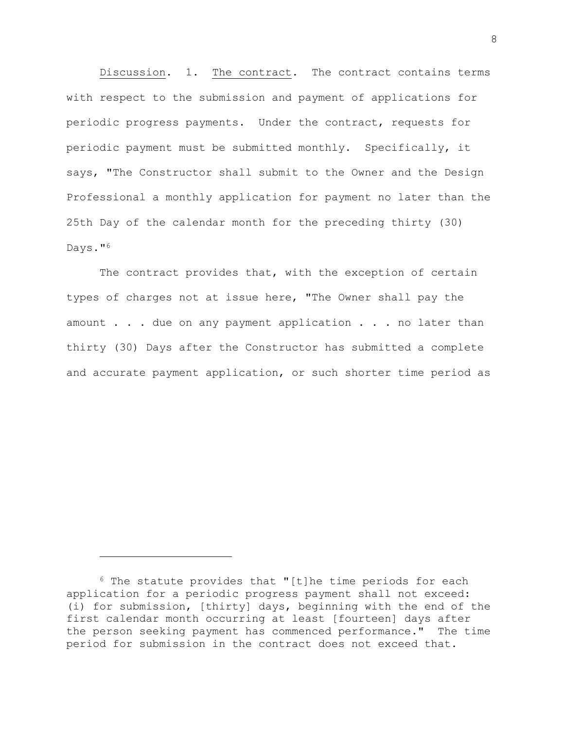<u>Discussion</u>. 1. <u>The contract</u>. The contract contains terms with respect to the submission and payment of applications for periodic progress payments. Under the contract, requests for periodic payment must be submitted monthly. Specifically, it says, "The Constructor shall submit to the Owner and the Design Professional a monthly application for payment no later than the 25th Day of the calendar month for the preceding thirty (30) Days."[6]

The contract provides that, with the exception of certain types of charges not at issue here, "The Owner shall pay the amount . . . due on any payment application . . . no later than thirty (30) Days after the Constructor has submitted a complete and accurate payment application, or such shorter time period as

---

[6] The statute provides that "[t]he time periods for each application for a periodic progress payment shall not exceed: (i) for submission, [thirty] days, beginning with the end of the first calendar month occurring at least [fourteen] days after the person seeking payment has commenced performance." The time period for submission in the contract does not exceed that.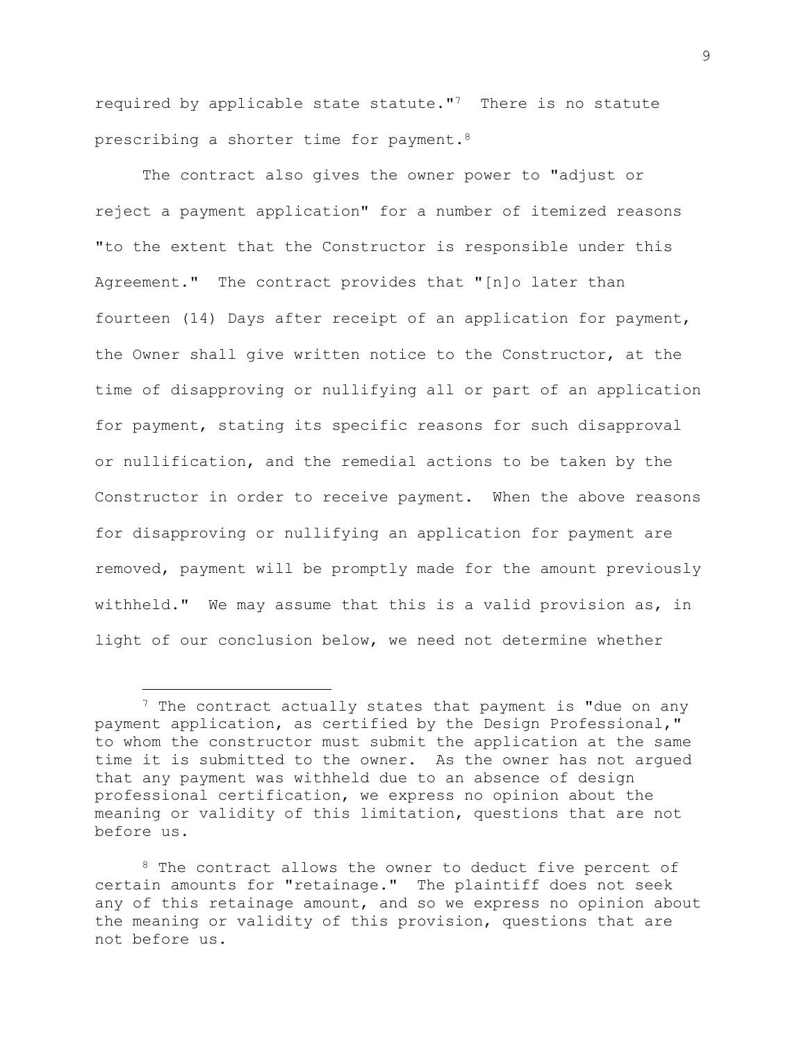required by applicable state statute."[7] There is no statute prescribing a shorter time for payment.[8]

The contract also gives the owner power to "adjust or reject a payment application" for a number of itemized reasons "to the extent that the Constructor is responsible under this Agreement." The contract provides that "[n]o later than fourteen (14) Days after receipt of an application for payment, the Owner shall give written notice to the Constructor, at the time of disapproving or nullifying all or part of an application for payment, stating its specific reasons for such disapproval or nullification, and the remedial actions to be taken by the Constructor in order to receive payment. When the above reasons for disapproving or nullifying an application for payment are removed, payment will be promptly made for the amount previously withheld." We may assume that this is a valid provision as, in light of our conclusion below, we need not determine whether

---

[7] The contract actually states that payment is "due on any payment application, as certified by the Design Professional," to whom the constructor must submit the application at the same time it is submitted to the owner. As the owner has not argued that any payment was withheld due to an absence of design professional certification, we express no opinion about the meaning or validity of this limitation, questions that are not before us.

[8] The contract allows the owner to deduct five percent of certain amounts for "retainage." The plaintiff does not seek any of this retainage amount, and so we express no opinion about the meaning or validity of this provision, questions that are not before us.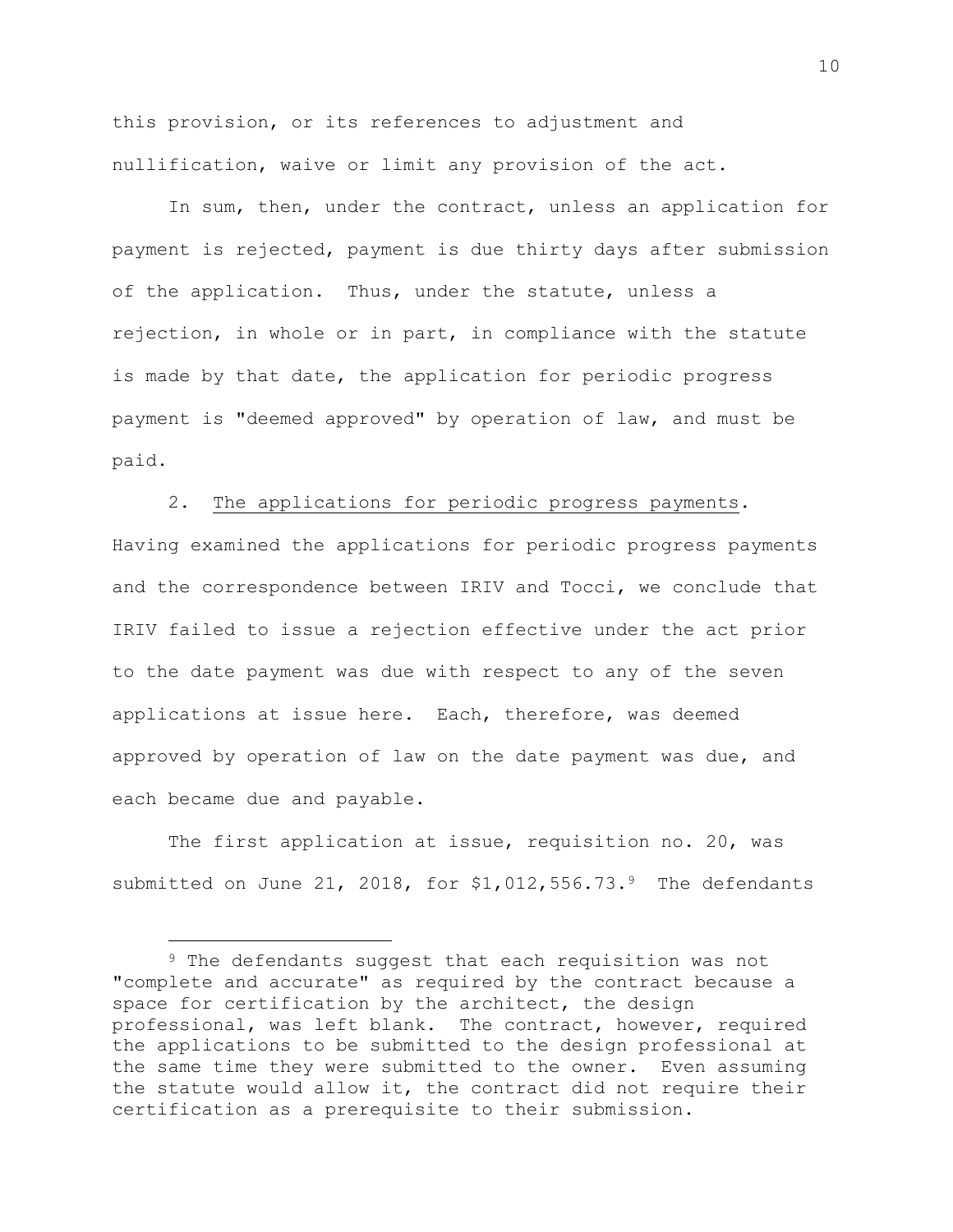this provision, or its references to adjustment and nullification, waive or limit any provision of the act.

In sum, then, under the contract, unless an application for payment is rejected, payment is due thirty days after submission of the application. Thus, under the statute, unless a rejection, in whole or in part, in compliance with the statute is made by that date, the application for periodic progress payment is "deemed approved" by operation of law, and must be paid.

2. The applications for periodic progress payments. Having examined the applications for periodic progress payments and the correspondence between IRIV and Tocci, we conclude that IRIV failed to issue a rejection effective under the act prior to the date payment was due with respect to any of the seven applications at issue here. Each, therefore, was deemed approved by operation of law on the date payment was due, and each became due and payable.

The first application at issue, requisition no. 20, was submitted on June 21, 2018, for $1,012,556.73.[9] The defendants

---

[9] The defendants suggest that each requisition was not "complete and accurate" as required by the contract because a space for certification by the architect, the design professional, was left blank. The contract, however, required the applications to be submitted to the design professional at the same time they were submitted to the owner. Even assuming the statute would allow it, the contract did not require their certification as a prerequisite to their submission.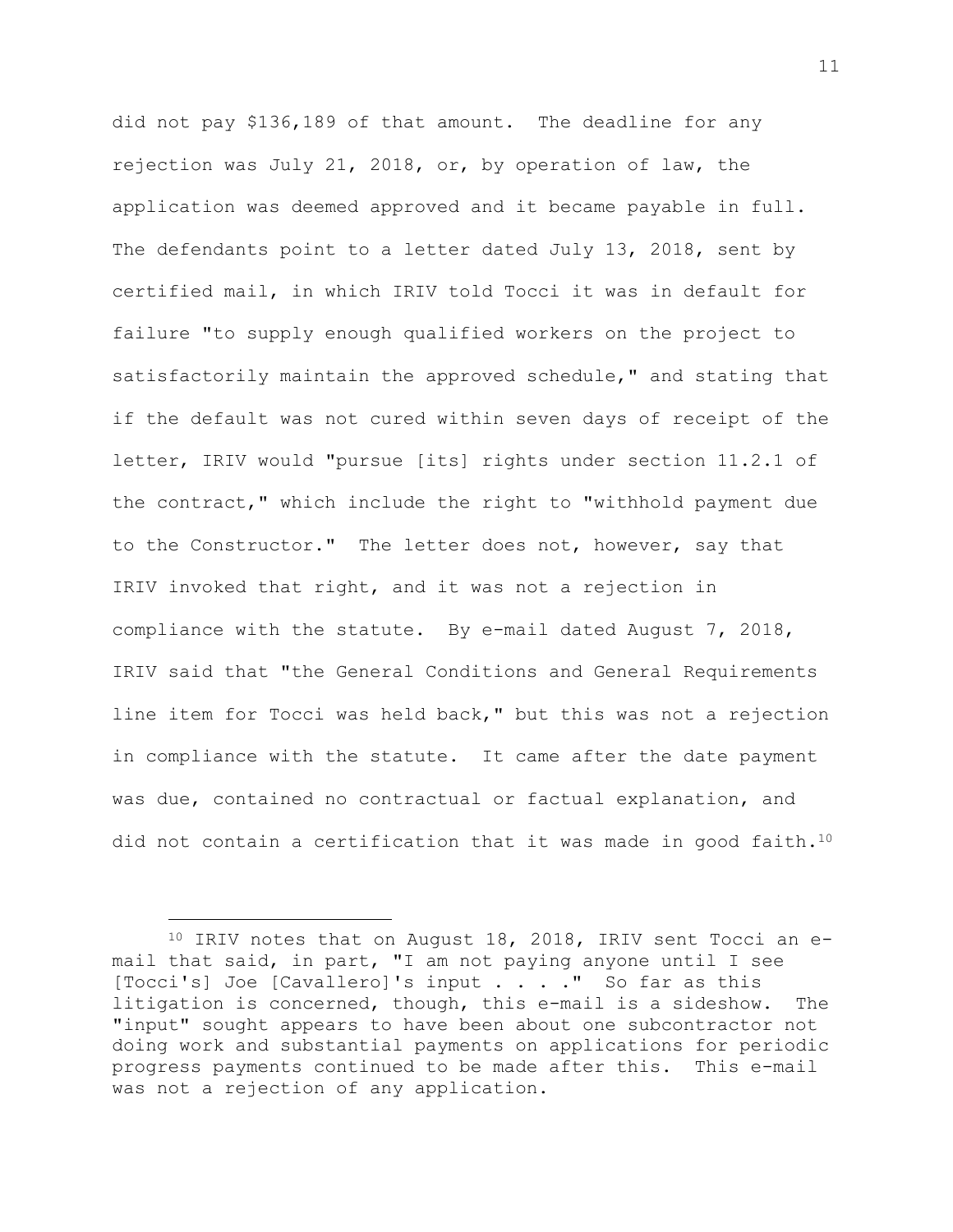did not pay $136,189 of that amount. The deadline for any rejection was July 21, 2018, or, by operation of law, the application was deemed approved and it became payable in full. The defendants point to a letter dated July 13, 2018, sent by certified mail, in which IRIV told Tocci it was in default for failure "to supply enough qualified workers on the project to satisfactorily maintain the approved schedule," and stating that if the default was not cured within seven days of receipt of the letter, IRIV would "pursue [its] rights under section 11.2.1 of the contract," which include the right to "withhold payment due to the Constructor." The letter does not, however, say that IRIV invoked that right, and it was not a rejection in compliance with the statute. By e-mail dated August 7, 2018, IRIV said that "the General Conditions and General Requirements line item for Tocci was held back," but this was not a rejection in compliance with the statute. It came after the date payment was due, contained no contractual or factual explanation, and did not contain a certification that it was made in good faith.[10]

---

[10] IRIV notes that on August 18, 2018, IRIV sent Tocci an e-mail that said, in part, "I am not paying anyone until I see [Tocci's] Joe [Cavallero]'s input . . . ." So far as this litigation is concerned, though, this e-mail is a sideshow. The "input" sought appears to have been about one subcontractor not doing work and substantial payments on applications for periodic progress payments continued to be made after this. This e-mail was not a rejection of any application.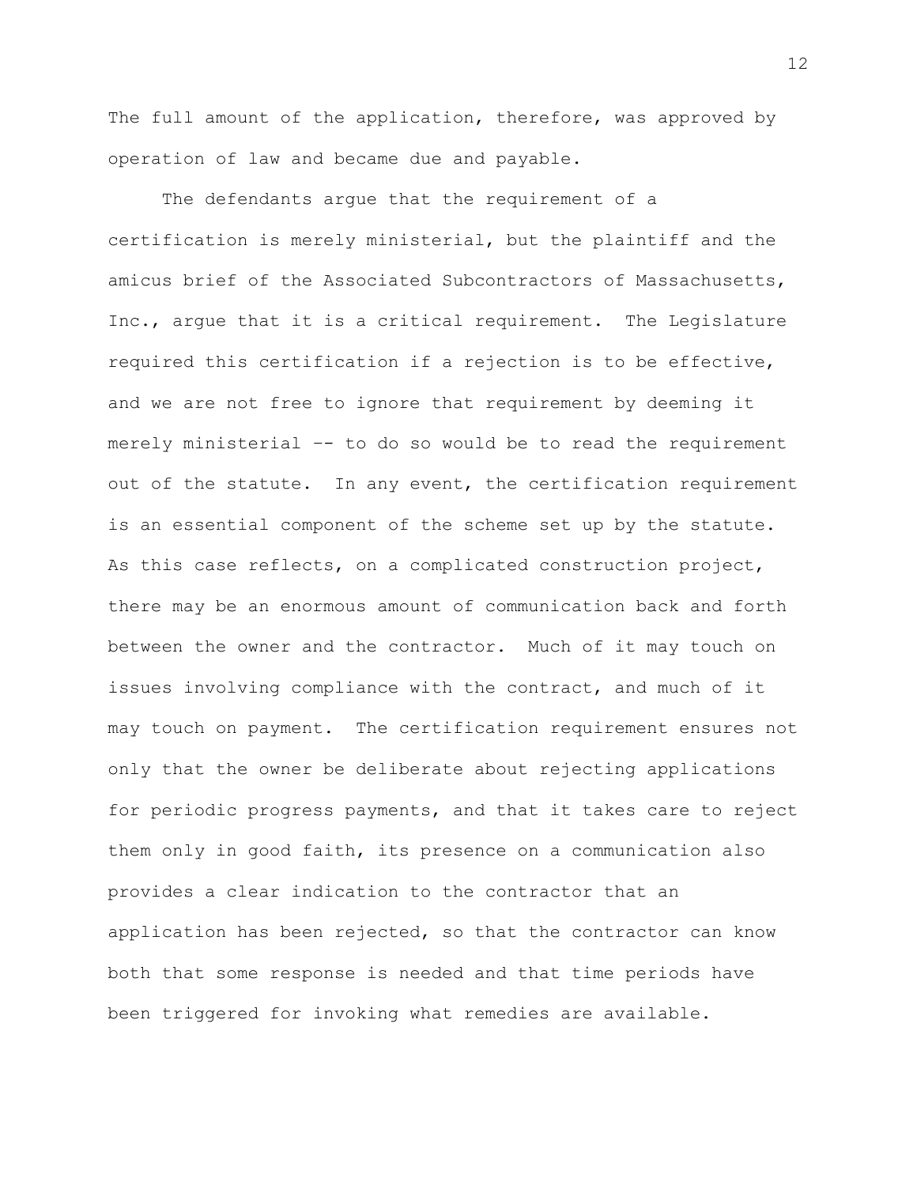The full amount of the application, therefore, was approved by operation of law and became due and payable.

The defendants argue that the requirement of a certification is merely ministerial, but the plaintiff and the amicus brief of the Associated Subcontractors of Massachusetts, Inc., argue that it is a critical requirement. The Legislature required this certification if a rejection is to be effective, and we are not free to ignore that requirement by deeming it merely ministerial -- to do so would be to read the requirement out of the statute. In any event, the certification requirement is an essential component of the scheme set up by the statute. As this case reflects, on a complicated construction project, there may be an enormous amount of communication back and forth between the owner and the contractor. Much of it may touch on issues involving compliance with the contract, and much of it may touch on payment. The certification requirement ensures not only that the owner be deliberate about rejecting applications for periodic progress payments, and that it takes care to reject them only in good faith, its presence on a communication also provides a clear indication to the contractor that an application has been rejected, so that the contractor can know both that some response is needed and that time periods have been triggered for invoking what remedies are available.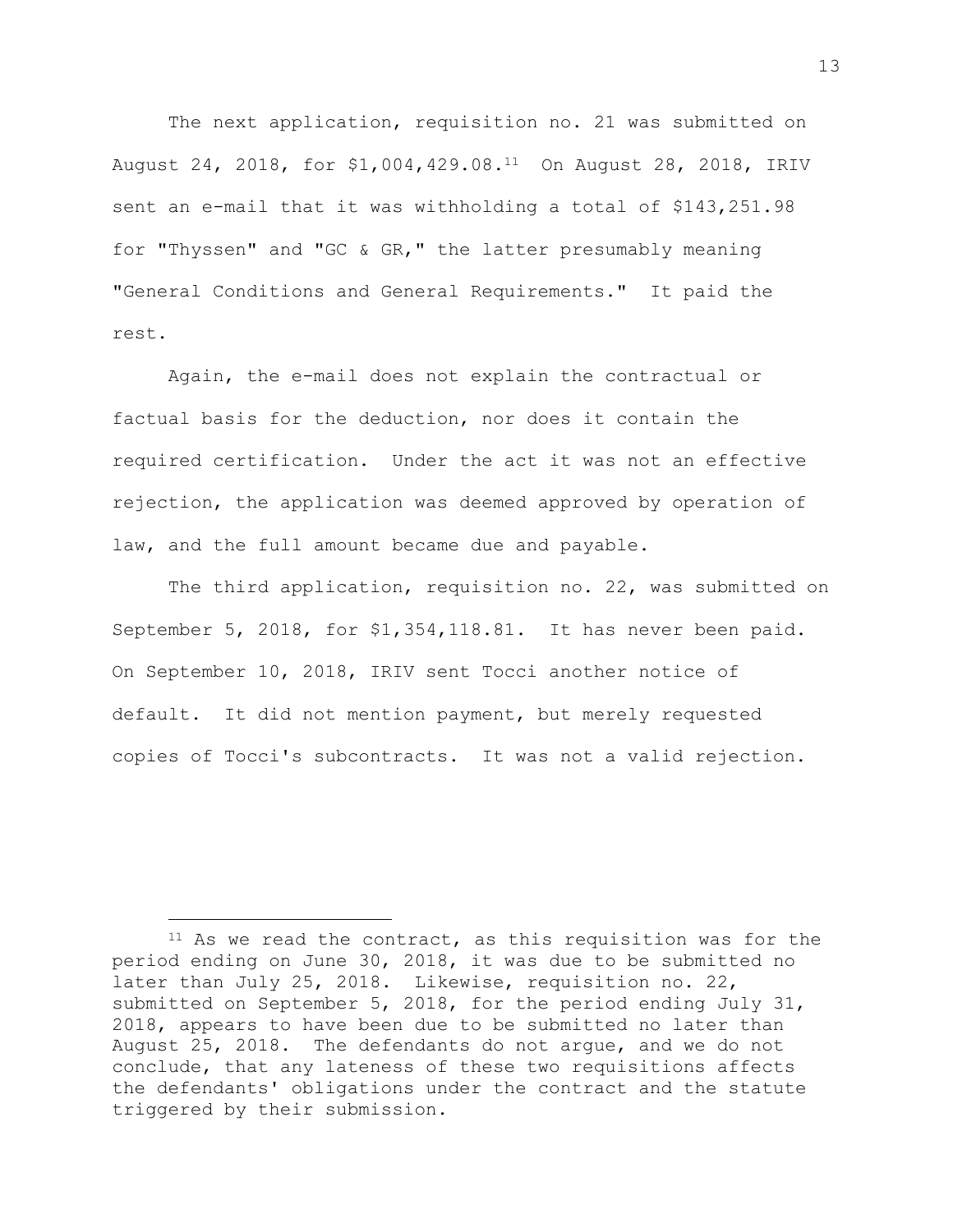The next application, requisition no. 21 was submitted on August 24, 2018, for $1,004,429.08.[11] On August 28, 2018, IRIV sent an e-mail that it was withholding a total of $143,251.98 for "Thyssen" and "GC & GR," the latter presumably meaning "General Conditions and General Requirements." It paid the rest.

Again, the e-mail does not explain the contractual or factual basis for the deduction, nor does it contain the required certification. Under the act it was not an effective rejection, the application was deemed approved by operation of law, and the full amount became due and payable.

The third application, requisition no. 22, was submitted on September 5, 2018, for $1,354,118.81. It has never been paid. On September 10, 2018, IRIV sent Tocci another notice of default. It did not mention payment, but merely requested copies of Tocci's subcontracts. It was not a valid rejection.

---

[11] As we read the contract, as this requisition was for the period ending on June 30, 2018, it was due to be submitted no later than July 25, 2018. Likewise, requisition no. 22, submitted on September 5, 2018, for the period ending July 31, 2018, appears to have been due to be submitted no later than August 25, 2018. The defendants do not argue, and we do not conclude, that any lateness of these two requisitions affects the defendants' obligations under the contract and the statute triggered by their submission.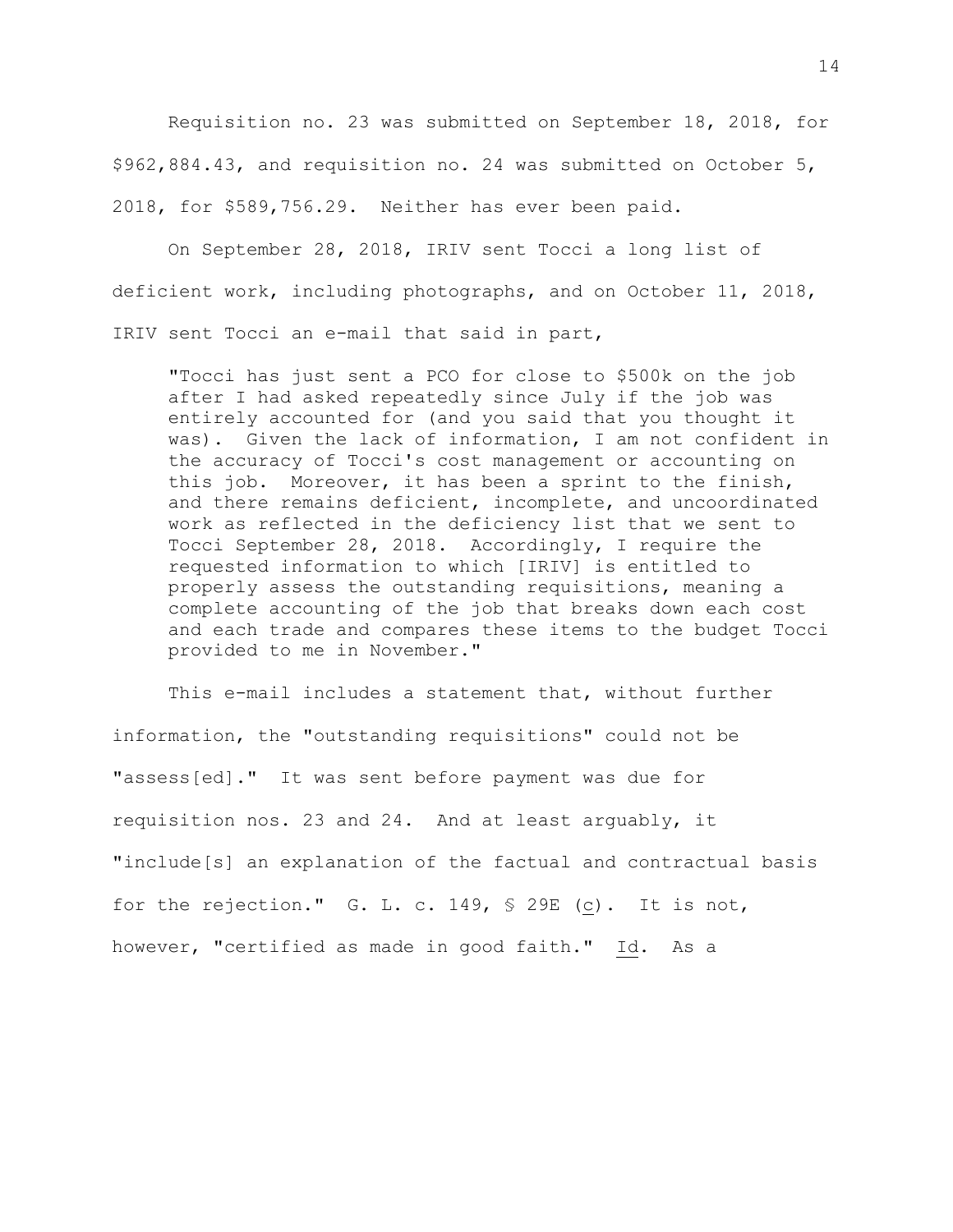Requisition no. 23 was submitted on September 18, 2018, for $962,884.43, and requisition no. 24 was submitted on October 5, 2018, for $589,756.29. Neither has ever been paid.

On September 28, 2018, IRIV sent Tocci a long list of deficient work, including photographs, and on October 11, 2018, IRIV sent Tocci an e-mail that said in part,

> "Tocci has just sent a PCO for close to $500k on the job after I had asked repeatedly since July if the job was entirely accounted for (and you said that you thought it was). Given the lack of information, I am not confident in the accuracy of Tocci's cost management or accounting on this job. Moreover, it has been a sprint to the finish, and there remains deficient, incomplete, and uncoordinated work as reflected in the deficiency list that we sent to Tocci September 28, 2018. Accordingly, I require the requested information to which [IRIV] is entitled to properly assess the outstanding requisitions, meaning a complete accounting of the job that breaks down each cost and each trade and compares these items to the budget Tocci provided to me in November."

This e-mail includes a statement that, without further information, the "outstanding requisitions" could not be "assess[ed]." It was sent before payment was due for requisition nos. 23 and 24. And at least arguably, it "include[s] an explanation of the factual and contractual basis for the rejection." G. L. c. 149, § 29E (c). It is not, however, "certified as made in good faith." Id. As a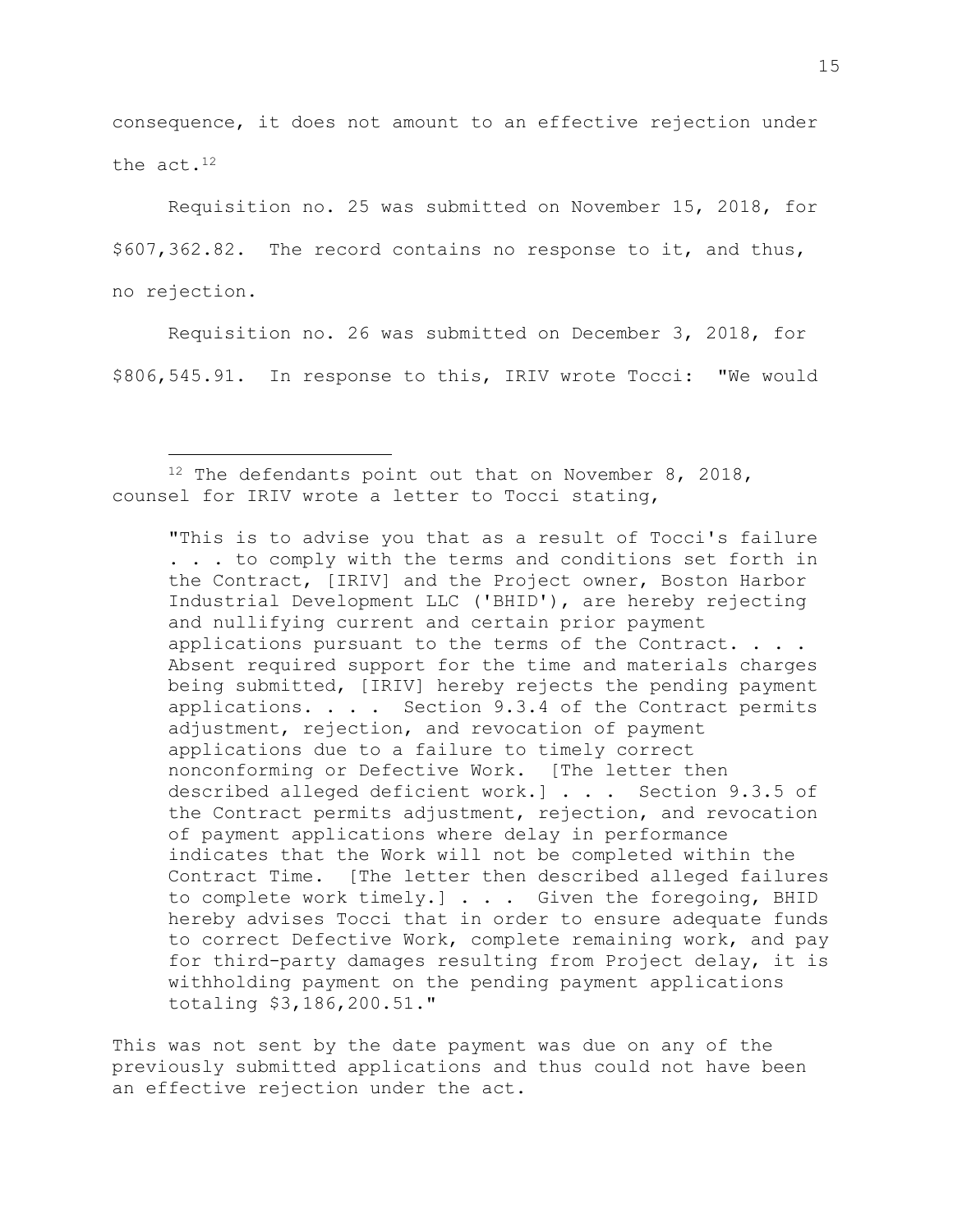consequence, it does not amount to an effective rejection under the act.[12]

Requisition no. 25 was submitted on November 15, 2018, for $607,362.82. The record contains no response to it, and thus, no rejection.

Requisition no. 26 was submitted on December 3, 2018, for $806,545.91. In response to this, IRIV wrote Tocci: "We would

---

[12] The defendants point out that on November 8, 2018, counsel for IRIV wrote a letter to Tocci stating,

> "This is to advise you that as a result of Tocci's failure . . . to comply with the terms and conditions set forth in the Contract, [IRIV] and the Project owner, Boston Harbor Industrial Development LLC ('BHID'), are hereby rejecting and nullifying current and certain prior payment applications pursuant to the terms of the Contract. . . . Absent required support for the time and materials charges being submitted, [IRIV] hereby rejects the pending payment applications. . . . Section 9.3.4 of the Contract permits adjustment, rejection, and revocation of payment applications due to a failure to timely correct nonconforming or Defective Work. [The letter then described alleged deficient work.] . . . Section 9.3.5 of the Contract permits adjustment, rejection, and revocation of payment applications where delay in performance indicates that the Work will not be completed within the Contract Time. [The letter then described alleged failures to complete work timely.] . . . Given the foregoing, BHID hereby advises Tocci that in order to ensure adequate funds to correct Defective Work, complete remaining work, and pay for third-party damages resulting from Project delay, it is withholding payment on the pending payment applications totaling $3,186,200.51."

This was not sent by the date payment was due on any of the previously submitted applications and thus could not have been an effective rejection under the act.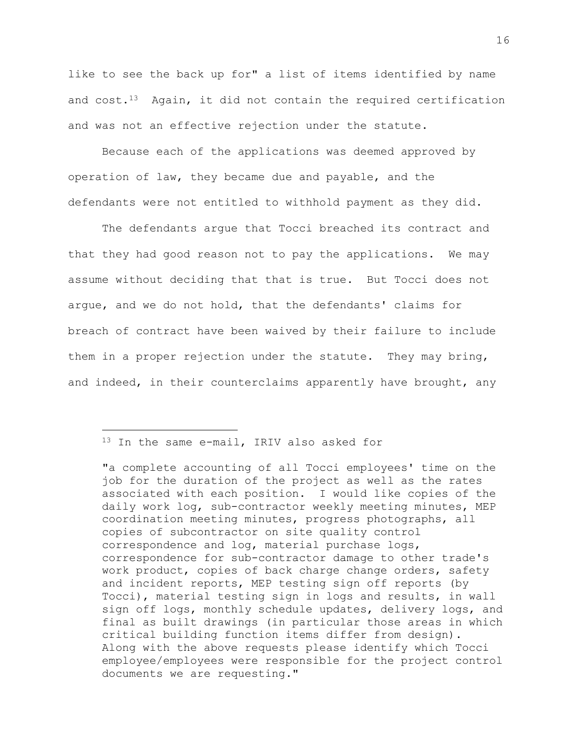like to see the back up for" a list of items identified by name and cost.[13] Again, it did not contain the required certification and was not an effective rejection under the statute.

Because each of the applications was deemed approved by operation of law, they became due and payable, and the defendants were not entitled to withhold payment as they did.

The defendants argue that Tocci breached its contract and that they had good reason not to pay the applications. We may assume without deciding that that is true. But Tocci does not argue, and we do not hold, that the defendants' claims for breach of contract have been waived by their failure to include them in a proper rejection under the statute. They may bring, and indeed, in their counterclaims apparently have brought, any

---

[13] In the same e-mail, IRIV also asked for

> "a complete accounting of all Tocci employees' time on the job for the duration of the project as well as the rates associated with each position. I would like copies of the daily work log, sub-contractor weekly meeting minutes, MEP coordination meeting minutes, progress photographs, all copies of subcontractor on site quality control correspondence and log, material purchase logs, correspondence for sub-contractor damage to other trade's work product, copies of back charge change orders, safety and incident reports, MEP testing sign off reports (by Tocci), material testing sign in logs and results, in wall sign off logs, monthly schedule updates, delivery logs, and final as built drawings (in particular those areas in which critical building function items differ from design). Along with the above requests please identify which Tocci employee/employees were responsible for the project control documents we are requesting."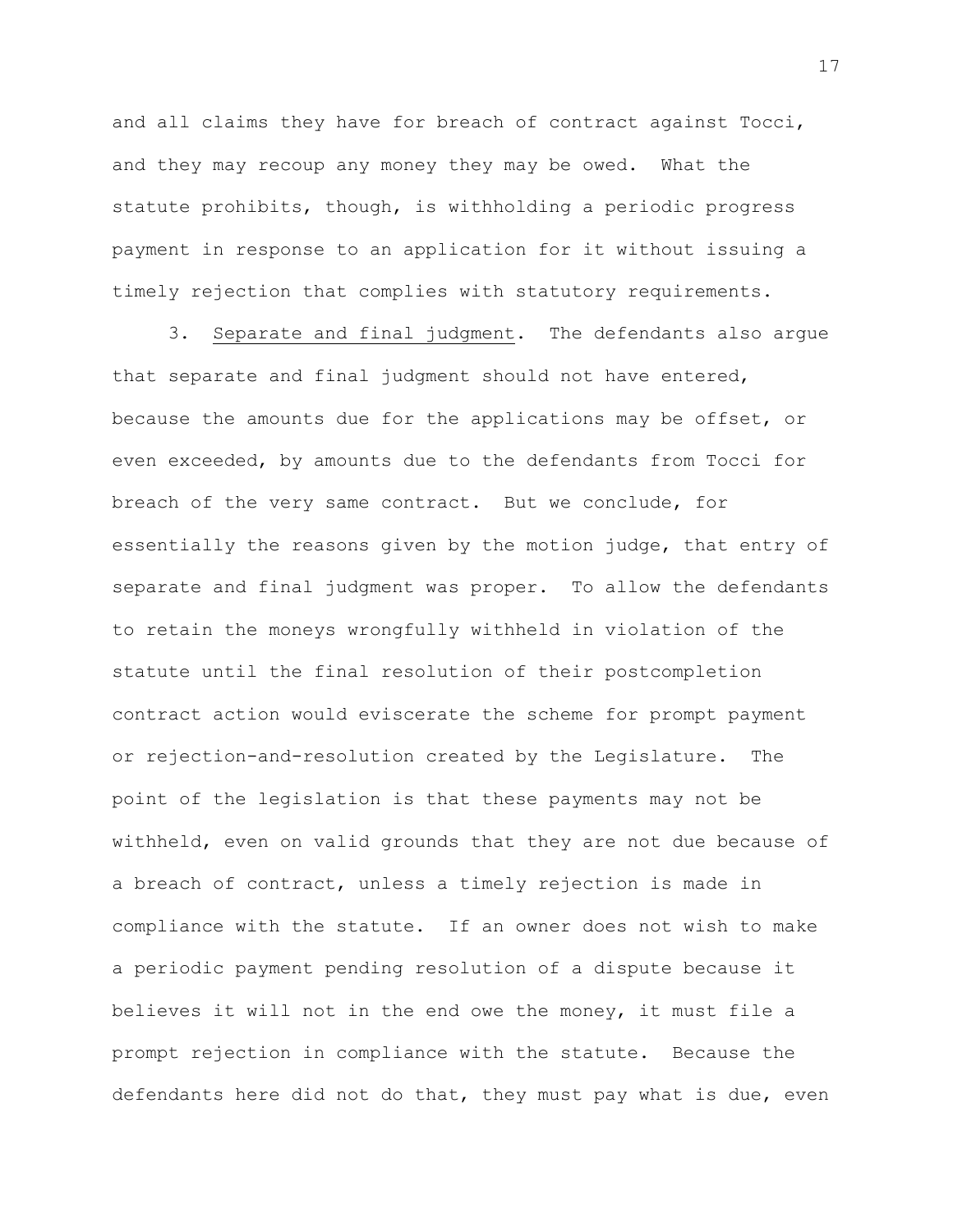and all claims they have for breach of contract against Tocci, and they may recoup any money they may be owed. What the statute prohibits, though, is withholding a periodic progress payment in response to an application for it without issuing a timely rejection that complies with statutory requirements.

3. Separate and final judgment. The defendants also argue that separate and final judgment should not have entered, because the amounts due for the applications may be offset, or even exceeded, by amounts due to the defendants from Tocci for breach of the very same contract. But we conclude, for essentially the reasons given by the motion judge, that entry of separate and final judgment was proper. To allow the defendants to retain the moneys wrongfully withheld in violation of the statute until the final resolution of their postcompletion contract action would eviscerate the scheme for prompt payment or rejection-and-resolution created by the Legislature. The point of the legislation is that these payments may not be withheld, even on valid grounds that they are not due because of a breach of contract, unless a timely rejection is made in compliance with the statute. If an owner does not wish to make a periodic payment pending resolution of a dispute because it believes it will not in the end owe the money, it must file a prompt rejection in compliance with the statute. Because the defendants here did not do that, they must pay what is due, even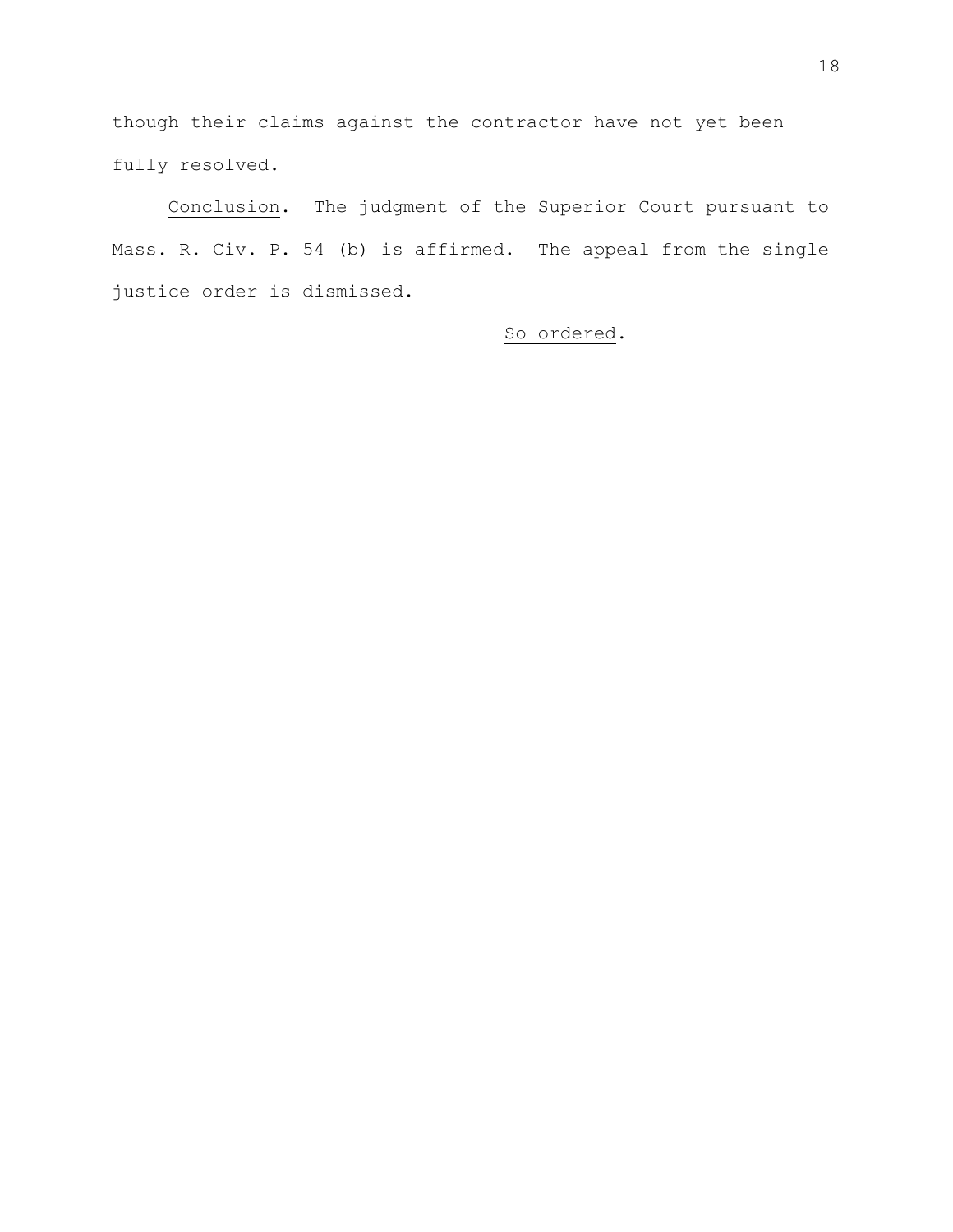though their claims against the contractor have not yet been fully resolved.

Conclusion. The judgment of the Superior Court pursuant to Mass. R. Civ. P. 54 (b) is affirmed. The appeal from the single justice order is dismissed.

So ordered.